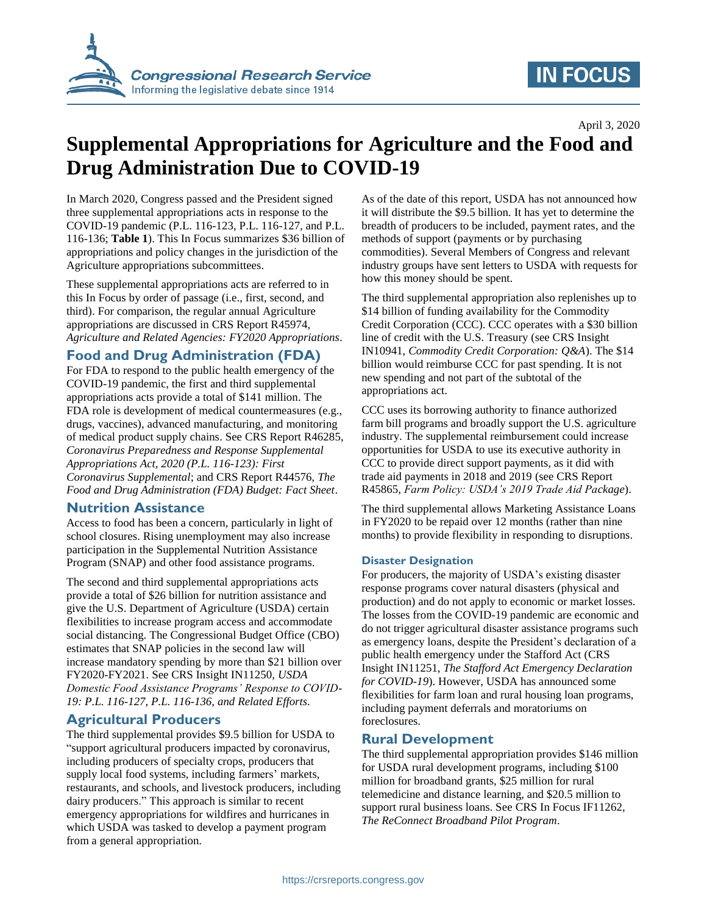April 3, 2020

# Supplemental Appropriations for Agriculture and the Food and Drug Administration Due to COVID-19

In March 2020, Congress passed and the President signed three supplemental appropriations acts in response to the COVID-19 pandemic (P.L. 116-123, P.L. 116-127, and P.L. 116-136; **Table 1**). This In Focus summarizes $36 billion of appropriations and policy changes in the jurisdiction of the Agriculture appropriations subcommittees.

These supplemental appropriations acts are referred to in this In Focus by order of passage (i.e., first, second, and third). For comparison, the regular annual Agriculture appropriations are discussed in CRS Report R45974, *Agriculture and Related Agencies: FY2020 Appropriations*.

## Food and Drug Administration (FDA)

For FDA to respond to the public health emergency of the COVID-19 pandemic, the first and third supplemental appropriations acts provide a total of $141 million. The FDA role is development of medical countermeasures (e.g., drugs, vaccines), advanced manufacturing, and monitoring of medical product supply chains. See CRS Report R46285, *Coronavirus Preparedness and Response Supplemental Appropriations Act, 2020 (P.L. 116-123): First Coronavirus Supplemental*; and CRS Report R44576, *The Food and Drug Administration (FDA) Budget: Fact Sheet*.

## Nutrition Assistance

Access to food has been a concern, particularly in light of school closures. Rising unemployment may also increase participation in the Supplemental Nutrition Assistance Program (SNAP) and other food assistance programs.

The second and third supplemental appropriations acts provide a total of $26 billion for nutrition assistance and give the U.S. Department of Agriculture (USDA) certain flexibilities to increase program access and accommodate social distancing. The Congressional Budget Office (CBO) estimates that SNAP policies in the second law will increase mandatory spending by more than $21 billion over FY2020-FY2021. See CRS Insight IN11250, *USDA Domestic Food Assistance Programs' Response to COVID-19: P.L. 116-127, P.L. 116-136, and Related Efforts*.

## Agricultural Producers

The third supplemental provides $9.5 billion for USDA to "support agricultural producers impacted by coronavirus, including producers of specialty crops, producers that supply local food systems, including farmers' markets, restaurants, and schools, and livestock producers, including dairy producers." This approach is similar to recent emergency appropriations for wildfires and hurricanes in which USDA was tasked to develop a payment program from a general appropriation.

As of the date of this report, USDA has not announced how it will distribute the $9.5 billion. It has yet to determine the breadth of producers to be included, payment rates, and the methods of support (payments or by purchasing commodities). Several Members of Congress and relevant industry groups have sent letters to USDA with requests for how this money should be spent.

The third supplemental appropriation also replenishes up to $14 billion of funding availability for the Commodity Credit Corporation (CCC). CCC operates with a $30 billion line of credit with the U.S. Treasury (see CRS Insight IN10941, *Commodity Credit Corporation: Q&A*). The $14 billion would reimburse CCC for past spending. It is not new spending and not part of the subtotal of the appropriations act.

CCC uses its borrowing authority to finance authorized farm bill programs and broadly support the U.S. agriculture industry. The supplemental reimbursement could increase opportunities for USDA to use its executive authority in CCC to provide direct support payments, as it did with trade aid payments in 2018 and 2019 (see CRS Report R45865, *Farm Policy: USDA's 2019 Trade Aid Package*).

The third supplemental allows Marketing Assistance Loans in FY2020 to be repaid over 12 months (rather than nine months) to provide flexibility in responding to disruptions.

### Disaster Designation

For producers, the majority of USDA's existing disaster response programs cover natural disasters (physical and production) and do not apply to economic or market losses. The losses from the COVID-19 pandemic are economic and do not trigger agricultural disaster assistance programs such as emergency loans, despite the President's declaration of a public health emergency under the Stafford Act (CRS Insight IN11251, *The Stafford Act Emergency Declaration for COVID-19*). However, USDA has announced some flexibilities for farm loan and rural housing loan programs, including payment deferrals and moratoriums on foreclosures.

## Rural Development

The third supplemental appropriation provides $146 million for USDA rural development programs, including $100 million for broadband grants, $25 million for rural telemedicine and distance learning, and $20.5 million to support rural business loans. See CRS In Focus IF11262, *The ReConnect Broadband Pilot Program*.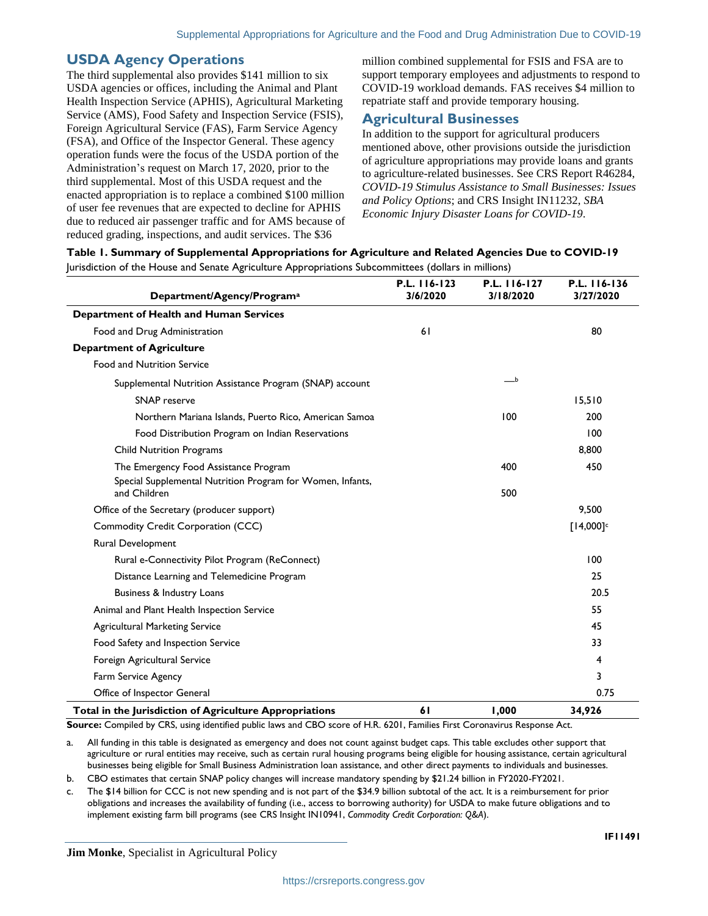## USDA Agency Operations

The third supplemental also provides $141 million to six USDA agencies or offices, including the Animal and Plant Health Inspection Service (APHIS), Agricultural Marketing Service (AMS), Food Safety and Inspection Service (FSIS), Foreign Agricultural Service (FAS), Farm Service Agency (FSA), and Office of the Inspector General. These agency operation funds were the focus of the USDA portion of the Administration's request on March 17, 2020, prior to the third supplemental. Most of this USDA request and the enacted appropriation is to replace a combined $100 million of user fee revenues that are expected to decline for APHIS due to reduced air passenger traffic and for AMS because of reduced grading, inspections, and audit services. The $36 million combined supplemental for FSIS and FSA are to support temporary employees and adjustments to respond to COVID-19 workload demands. FAS receives $4 million to repatriate staff and provide temporary housing.

## Agricultural Businesses

In addition to the support for agricultural producers mentioned above, other provisions outside the jurisdiction of agriculture appropriations may provide loans and grants to agriculture-related businesses. See CRS Report R46284, *COVID-19 Stimulus Assistance to Small Businesses: Issues and Policy Options*; and CRS Insight IN11232, *SBA Economic Injury Disaster Loans for COVID-19*.

**Table 1. Summary of Supplemental Appropriations for Agriculture and Related Agencies Due to COVID-19**

Jurisdiction of the House and Senate Agriculture Appropriations Subcommittees (dollars in millions)

| Department/Agency/Program[a] | P.L. 116-123 3/6/2020 | P.L. 116-127 3/18/2020 | P.L. 116-136 3/27/2020 |
|---|---|---|---|
| **Department of Health and Human Services** | | | |
| Food and Drug Administration | 61 | | 80 |
| **Department of Agriculture** | | | |
| Food and Nutrition Service | | | |
| Supplemental Nutrition Assistance Program (SNAP) account | | —[b] | |
| SNAP reserve | | | 15,510 |
| Northern Mariana Islands, Puerto Rico, American Samoa | | 100 | 200 |
| Food Distribution Program on Indian Reservations | | | 100 |
| Child Nutrition Programs | | | 8,800 |
| The Emergency Food Assistance Program | | 400 | 450 |
| Special Supplemental Nutrition Program for Women, Infants, and Children | | 500 | |
| Office of the Secretary (producer support) | | | 9,500 |
| Commodity Credit Corporation (CCC) | | | [14,000][c] |
| Rural Development | | | |
| Rural e-Connectivity Pilot Program (ReConnect) | | | 100 |
| Distance Learning and Telemedicine Program | | | 25 |
| Business & Industry Loans | | | 20.5 |
| Animal and Plant Health Inspection Service | | | 55 |
| Agricultural Marketing Service | | | 45 |
| Food Safety and Inspection Service | | | 33 |
| Foreign Agricultural Service | | | 4 |
| Farm Service Agency | | | 3 |
| Office of Inspector General | | | 0.75 |
| **Total in the Jurisdiction of Agriculture Appropriations** | **61** | **1,000** | **34,926** |

**Source:** Compiled by CRS, using identified public laws and CBO score of H.R. 6201, Families First Coronavirus Response Act.

a. All funding in this table is designated as emergency and does not count against budget caps. This table excludes other support that agriculture or rural entities may receive, such as certain rural housing programs being eligible for housing assistance, certain agricultural businesses being eligible for Small Business Administration loan assistance, and other direct payments to individuals and businesses.

b. CBO estimates that certain SNAP policy changes will increase mandatory spending by $21.24 billion in FY2020-FY2021.

c. The $14 billion for CCC is not new spending and is not part of the $34.9 billion subtotal of the act. It is a reimbursement for prior obligations and increases the availability of funding (i.e., access to borrowing authority) for USDA to make future obligations and to implement existing farm bill programs (see CRS Insight IN10941, *Commodity Credit Corporation: Q&A*).

**Jim Monke**, Specialist in Agricultural Policy

IF11491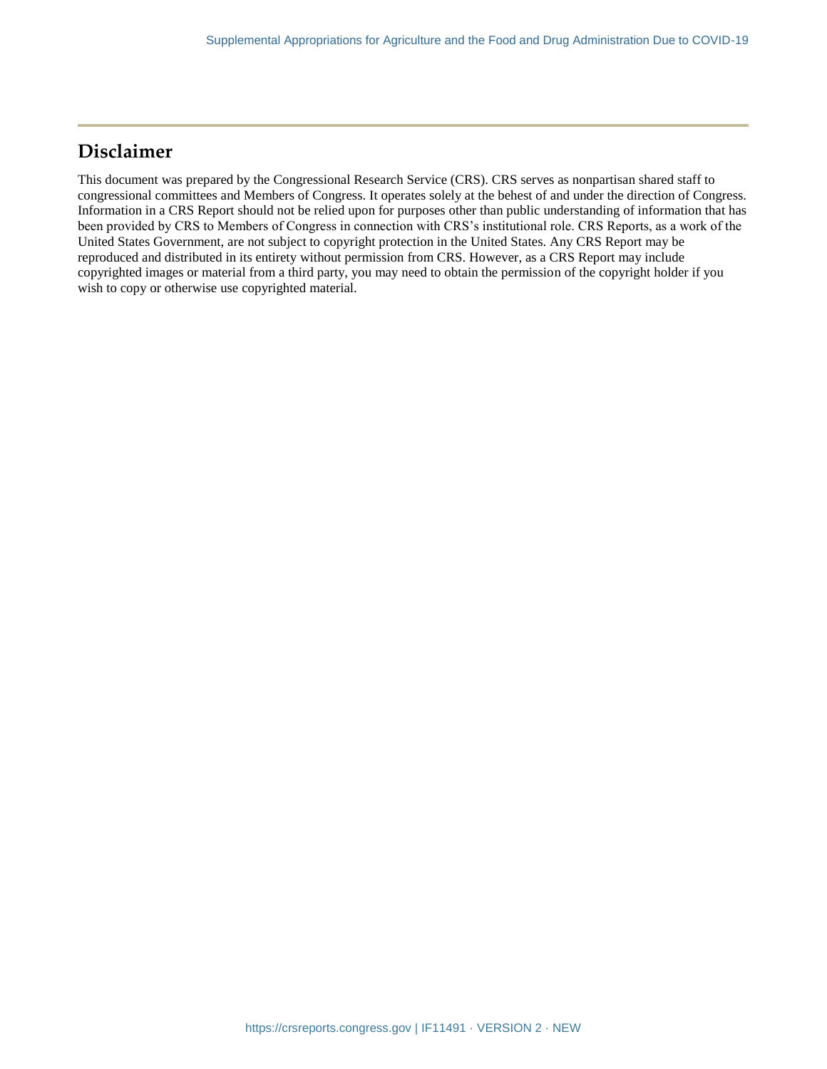## Disclaimer

This document was prepared by the Congressional Research Service (CRS). CRS serves as nonpartisan shared staff to congressional committees and Members of Congress. It operates solely at the behest of and under the direction of Congress. Information in a CRS Report should not be relied upon for purposes other than public understanding of information that has been provided by CRS to Members of Congress in connection with CRS's institutional role. CRS Reports, as a work of the United States Government, are not subject to copyright protection in the United States. Any CRS Report may be reproduced and distributed in its entirety without permission from CRS. However, as a CRS Report may include copyrighted images or material from a third party, you may need to obtain the permission of the copyright holder if you wish to copy or otherwise use copyrighted material.